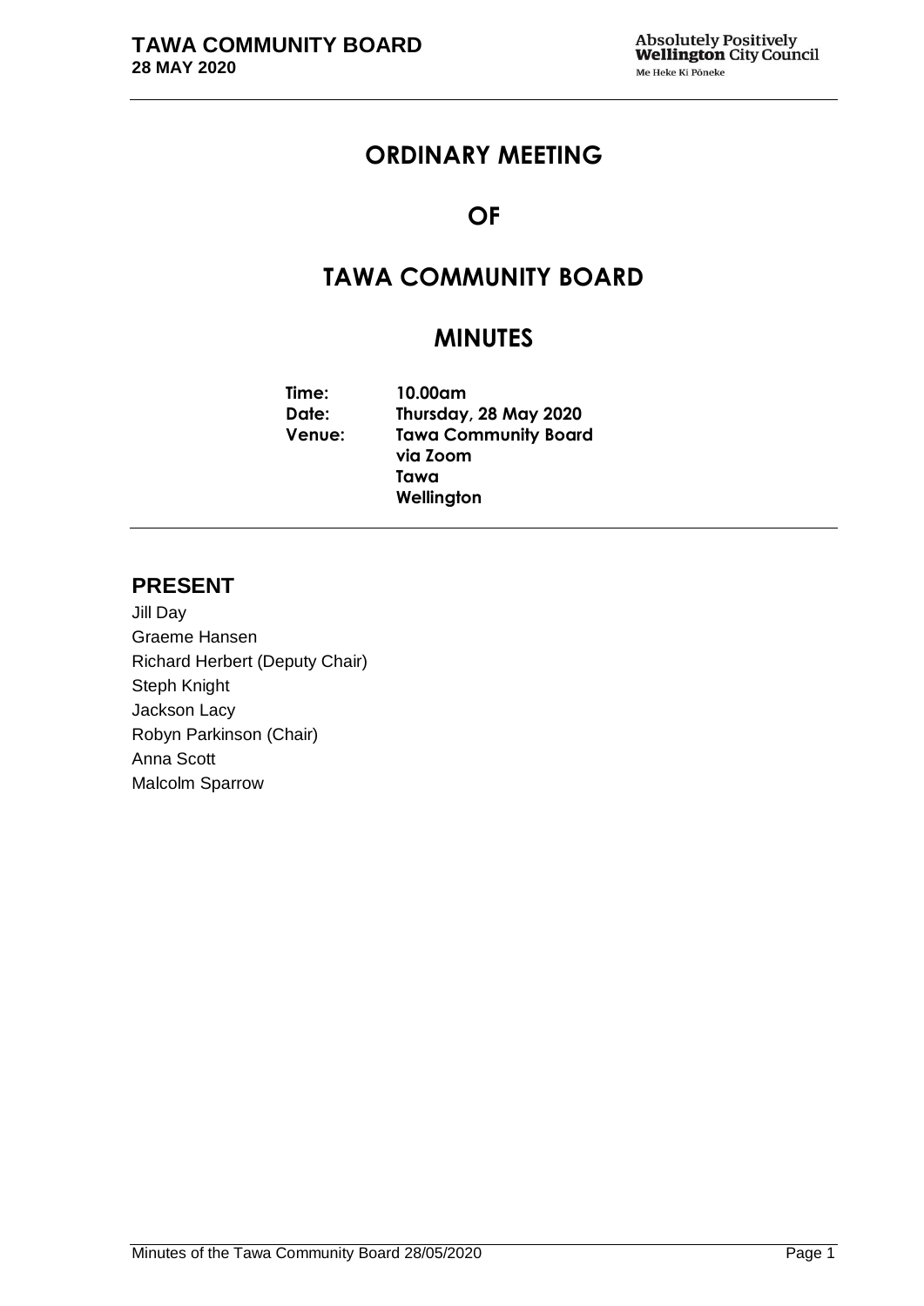# ORDINARY MEETING

# OF

# TAWA COMMUNITY BOARD

# MINUTES

**Time:** 10.00am
**Date:** Thursday, 28 May 2020
**Venue:** Tawa Community Board
via Zoom
Tawa
Wellington

## PRESENT

Jill Day
Graeme Hansen
Richard Herbert (Deputy Chair)
Steph Knight
Jackson Lacy
Robyn Parkinson (Chair)
Anna Scott
Malcolm Sparrow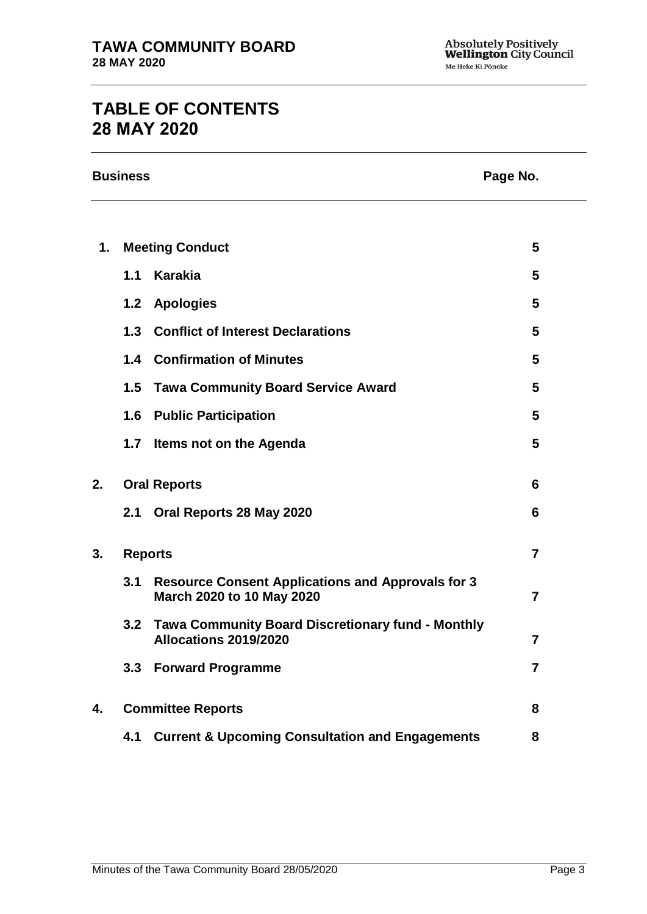# TABLE OF CONTENTS
# 28 MAY 2020

| Business | | Page No. |
|---|---|---|
| **1.** | **Meeting Conduct** | **5** |
| **1.1** | **Karakia** | **5** |
| **1.2** | **Apologies** | **5** |
| **1.3** | **Conflict of Interest Declarations** | **5** |
| **1.4** | **Confirmation of Minutes** | **5** |
| **1.5** | **Tawa Community Board Service Award** | **5** |
| **1.6** | **Public Participation** | **5** |
| **1.7** | **Items not on the Agenda** | **5** |
| **2.** | **Oral Reports** | **6** |
| **2.1** | **Oral Reports 28 May 2020** | **6** |
| **3.** | **Reports** | **7** |
| **3.1** | **Resource Consent Applications and Approvals for 3 March 2020 to 10 May 2020** | **7** |
| **3.2** | **Tawa Community Board Discretionary fund - Monthly Allocations 2019/2020** | **7** |
| **3.3** | **Forward Programme** | **7** |
| **4.** | **Committee Reports** | **8** |
| **4.1** | **Current & Upcoming Consultation and Engagements** | **8** |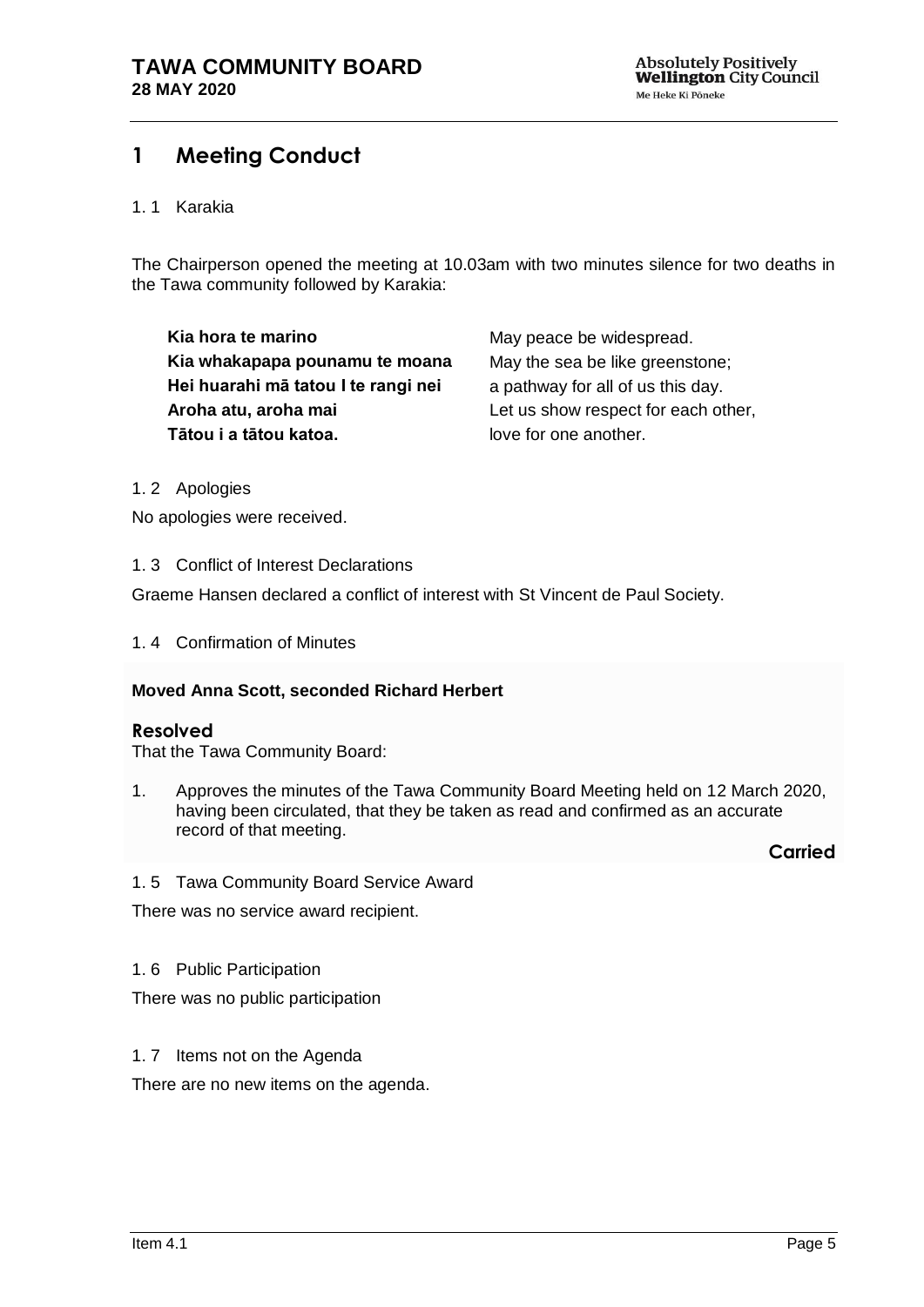# 1 Meeting Conduct

1. 1 Karakia

The Chairperson opened the meeting at 10.03am with two minutes silence for two deaths in the Tawa community followed by Karakia:

| | |
|---|---|
| **Kia hora te marino** | May peace be widespread. |
| **Kia whakapapa pounamu te moana** | May the sea be like greenstone; |
| **Hei huarahi mā tatou I te rangi nei** | a pathway for all of us this day. |
| **Aroha atu, aroha mai** | Let us show respect for each other, |
| **Tātou i a tātou katoa.** | love for one another. |

1. 2 Apologies

No apologies were received.

1. 3 Conflict of Interest Declarations

Graeme Hansen declared a conflict of interest with St Vincent de Paul Society.

1. 4 Confirmation of Minutes

**Moved Anna Scott, seconded Richard Herbert**

**Resolved**

That the Tawa Community Board:

1. Approves the minutes of the Tawa Community Board Meeting held on 12 March 2020, having been circulated, that they be taken as read and confirmed as an accurate record of that meeting.

**Carried**

1. 5 Tawa Community Board Service Award

There was no service award recipient.

1. 6 Public Participation

There was no public participation

1. 7 Items not on the Agenda

There are no new items on the agenda.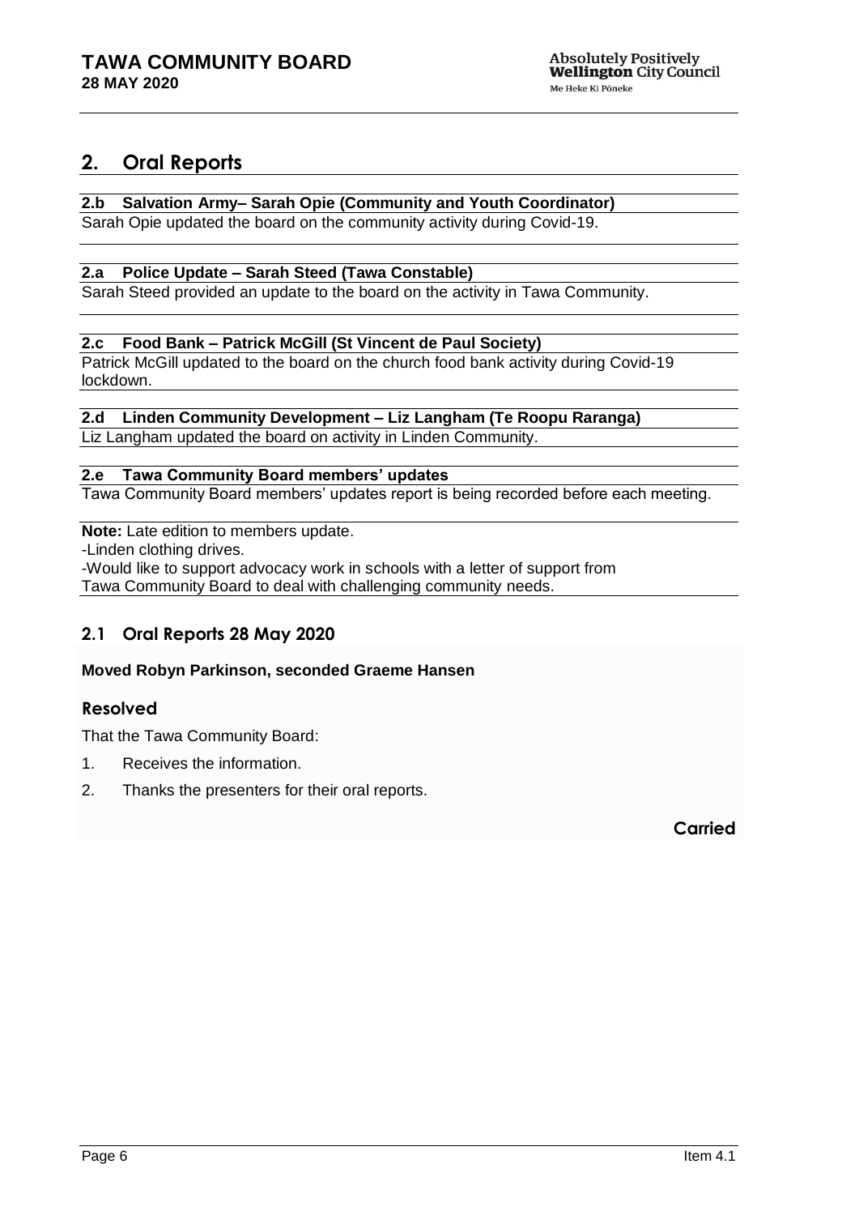## 2. Oral Reports

### 2.b Salvation Army– Sarah Opie (Community and Youth Coordinator)

Sarah Opie updated the board on the community activity during Covid-19.

### 2.a Police Update – Sarah Steed (Tawa Constable)

Sarah Steed provided an update to the board on the activity in Tawa Community.

### 2.c Food Bank – Patrick McGill (St Vincent de Paul Society)

Patrick McGill updated to the board on the church food bank activity during Covid-19 lockdown.

### 2.d Linden Community Development – Liz Langham (Te Roopu Raranga)

Liz Langham updated the board on activity in Linden Community.

### 2.e Tawa Community Board members' updates

Tawa Community Board members' updates report is being recorded before each meeting.

**Note:** Late edition to members update.
-Linden clothing drives.
-Would like to support advocacy work in schools with a letter of support from Tawa Community Board to deal with challenging community needs.

### 2.1 Oral Reports 28 May 2020

**Moved Robyn Parkinson, seconded Graeme Hansen**

#### Resolved

That the Tawa Community Board:

1. Receives the information.
2. Thanks the presenters for their oral reports.

**Carried**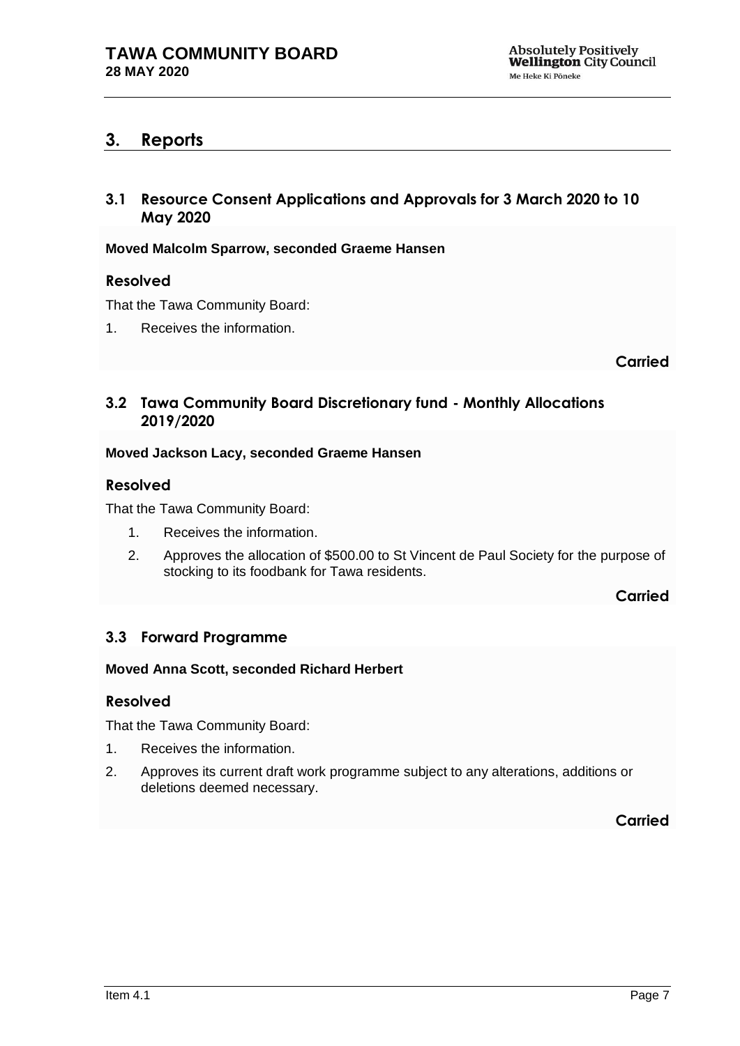## 3. Reports

### 3.1 Resource Consent Applications and Approvals for 3 March 2020 to 10 May 2020

**Moved Malcolm Sparrow, seconded Graeme Hansen**

#### Resolved

That the Tawa Community Board:

1. Receives the information.

**Carried**

### 3.2 Tawa Community Board Discretionary fund - Monthly Allocations 2019/2020

**Moved Jackson Lacy, seconded Graeme Hansen**

#### Resolved

That the Tawa Community Board:

1. Receives the information.
2. Approves the allocation of $500.00 to St Vincent de Paul Society for the purpose of stocking to its foodbank for Tawa residents.

**Carried**

### 3.3 Forward Programme

**Moved Anna Scott, seconded Richard Herbert**

#### Resolved

That the Tawa Community Board:

1. Receives the information.
2. Approves its current draft work programme subject to any alterations, additions or deletions deemed necessary.

**Carried**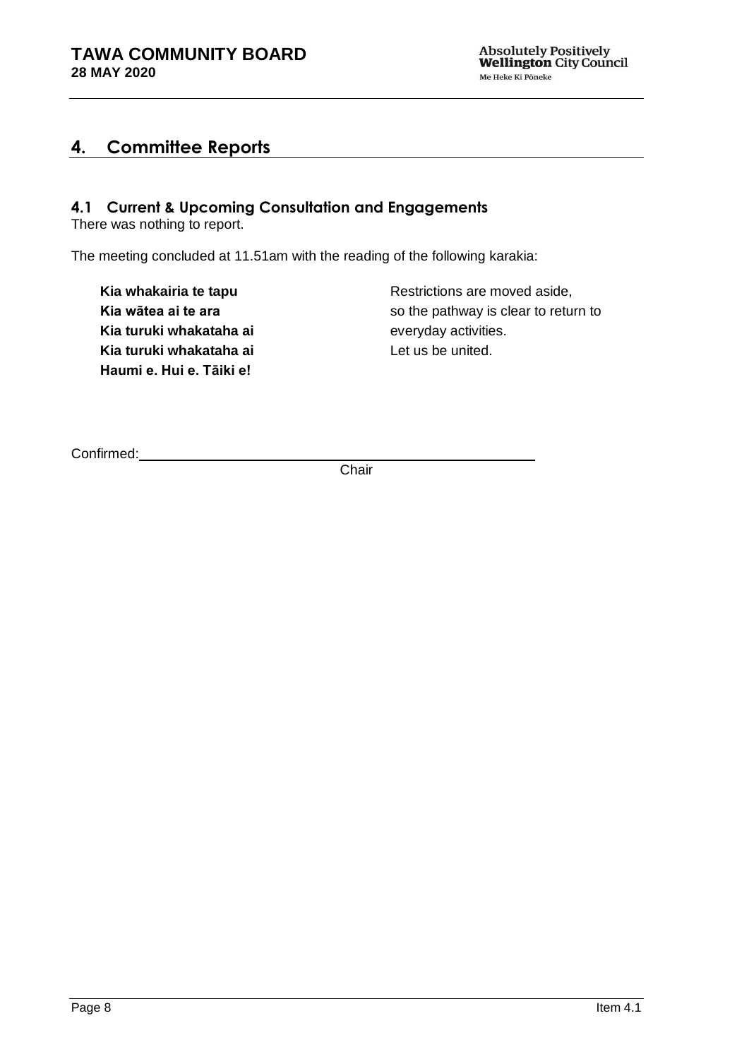## 4. Committee Reports

### 4.1 Current & Upcoming Consultation and Engagements

There was nothing to report.

The meeting concluded at 11.51am with the reading of the following karakia:

| | |
|---|---|
| **Kia whakairia te tapu** | Restrictions are moved aside, |
| **Kia wātea ai te ara** | so the pathway is clear to return to |
| **Kia turuki whakataha ai** | everyday activities. |
| **Kia turuki whakataha ai** | Let us be united. |
| **Haumi e. Hui e. Tāiki e!** | |

Confirmed: ______________________________________

Chair